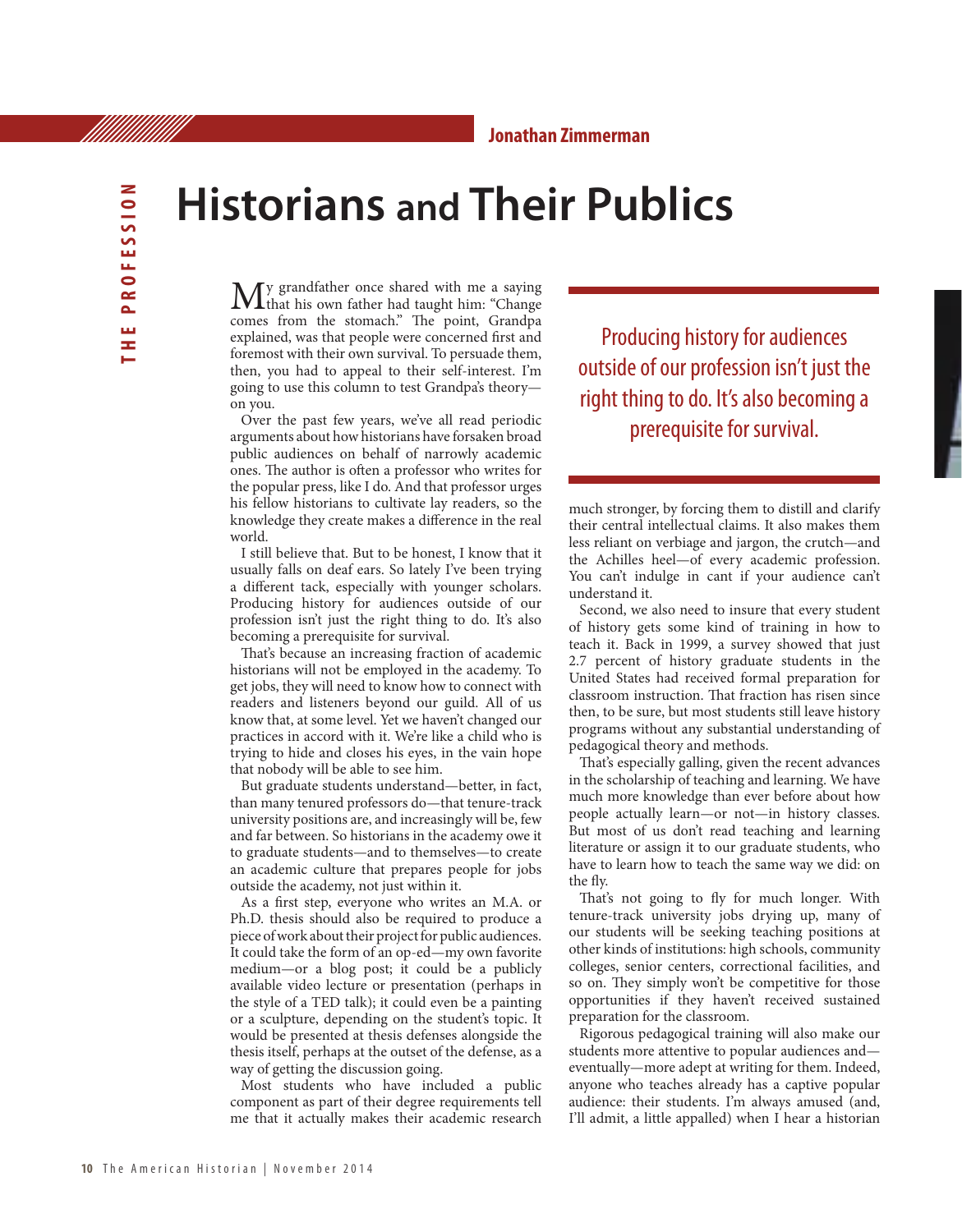# Historians and Their Publics

Jonathan Zimmerman

My grandfather once shared with me a saying that his own father had taught him: "Change comes from the stomach." The point, Grandpa explained, was that people were concerned first and foremost with their own survival. To persuade them, then, you had to appeal to their self-interest. I'm going to use this column to test Grandpa's theory—on you.

Over the past few years, we've all read periodic arguments about how historians have forsaken broad public audiences on behalf of narrowly academic ones. The author is often a professor who writes for the popular press, like I do. And that professor urges his fellow historians to cultivate lay readers, so the knowledge they create makes a difference in the real world.

I still believe that. But to be honest, I know that it usually falls on deaf ears. So lately I've been trying a different tack, especially with younger scholars. Producing history for audiences outside of our profession isn't just the right thing to do. It's also becoming a prerequisite for survival.

That's because an increasing fraction of academic historians will not be employed in the academy. To get jobs, they will need to know how to connect with readers and listeners beyond our guild. All of us know that, at some level. Yet we haven't changed our practices in accord with it. We're like a child who is trying to hide and closes his eyes, in the vain hope that nobody will be able to see him.

But graduate students understand—better, in fact, than many tenured professors do—that tenure-track university positions are, and increasingly will be, few and far between. So historians in the academy owe it to graduate students—and to themselves—to create an academic culture that prepares people for jobs outside the academy, not just within it.

As a first step, everyone who writes an M.A. or Ph.D. thesis should also be required to produce a piece of work about their project for public audiences. It could take the form of an op-ed—my own favorite medium—or a blog post; it could be a publicly available video lecture or presentation (perhaps in the style of a TED talk); it could even be a painting or a sculpture, depending on the student's topic. It would be presented at thesis defenses alongside the thesis itself, perhaps at the outset of the defense, as a way of getting the discussion going.

Most students who have included a public component as part of their degree requirements tell me that it actually makes their academic research much stronger, by forcing them to distill and clarify their central intellectual claims. It also makes them less reliant on verbiage and jargon, the crutch—and the Achilles heel—of every academic profession. You can't indulge in cant if your audience can't understand it.

> Producing history for audiences outside of our profession isn't just the right thing to do. It's also becoming a prerequisite for survival.

Second, we also need to insure that every student of history gets some kind of training in how to teach it. Back in 1999, a survey showed that just 2.7 percent of history graduate students in the United States had received formal preparation for classroom instruction. That fraction has risen since then, to be sure, but most students still leave history programs without any substantial understanding of pedagogical theory and methods.

That's especially galling, given the recent advances in the scholarship of teaching and learning. We have much more knowledge than ever before about how people actually learn—or not—in history classes. But most of us don't read teaching and learning literature or assign it to our graduate students, who have to learn how to teach the same way we did: on the fly.

That's not going to fly for much longer. With tenure-track university jobs drying up, many of our students will be seeking teaching positions at other kinds of institutions: high schools, community colleges, senior centers, correctional facilities, and so on. They simply won't be competitive for those opportunities if they haven't received sustained preparation for the classroom.

Rigorous pedagogical training will also make our students more attentive to popular audiences and—eventually—more adept at writing for them. Indeed, anyone who teaches already has a captive popular audience: their students. I'm always amused (and, I'll admit, a little appalled) when I hear a historian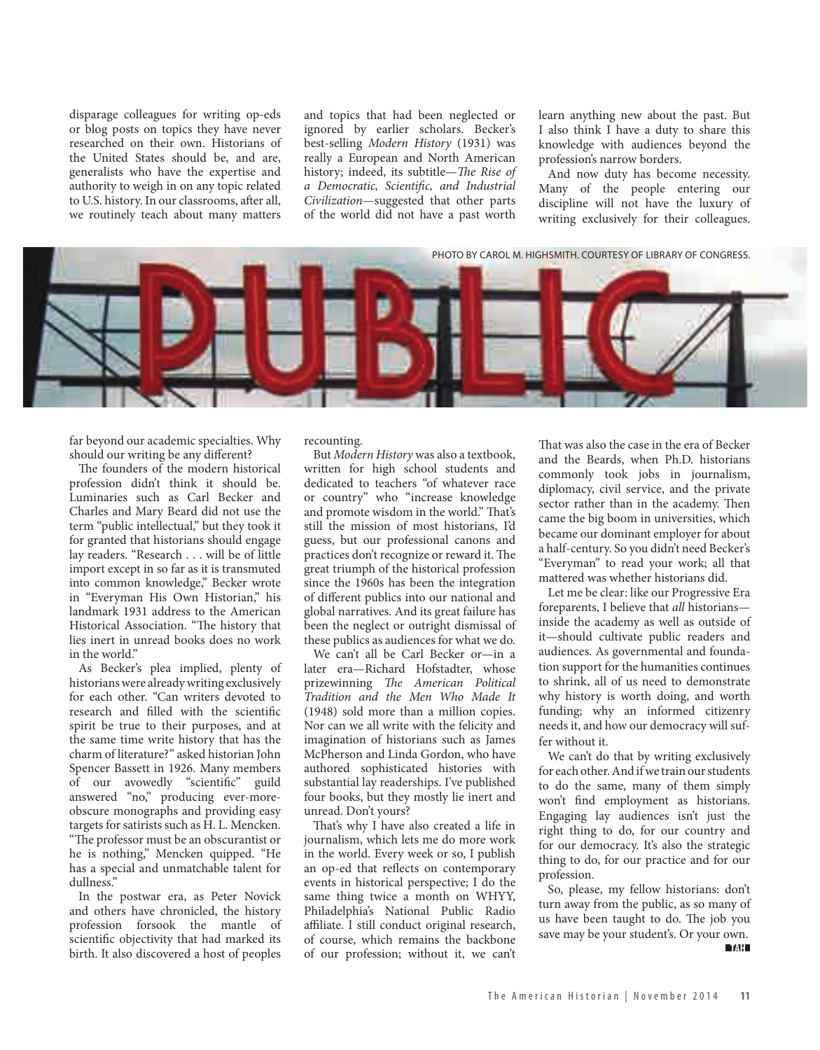disparage colleagues for writing op-eds or blog posts on topics they have never researched on their own. Historians of the United States should be, and are, generalists who have the expertise and authority to weigh in on any topic related to U.S. history. In our classrooms, after all, we routinely teach about many matters far beyond our academic specialties. Why should our writing be any different?

The founders of the modern historical profession didn't think it should be. Luminaries such as Carl Becker and Charles and Mary Beard did not use the term "public intellectual," but they took it for granted that historians should engage lay readers. "Research . . . will be of little import except in so far as it is transmuted into common knowledge," Becker wrote in "Everyman His Own Historian," his landmark 1931 address to the American Historical Association. "The history that lies inert in unread books does no work in the world."

As Becker's plea implied, plenty of historians were already writing exclusively for each other. "Can writers devoted to research and filled with the scientific spirit be true to their purposes, and at the same time write history that has the charm of literature?" asked historian John Spencer Bassett in 1926. Many members of our avowedly "scientific" guild answered "no," producing ever-more-obscure monographs and providing easy targets for satirists such as H. L. Mencken. "The professor must be an obscurantist or he is nothing," Mencken quipped. "He has a special and unmatchable talent for dullness."

In the postwar era, as Peter Novick and others have chronicled, the history profession forsook the mantle of scientific objectivity that had marked its birth. It also discovered a host of peoples and topics that had been neglected or ignored by earlier scholars. Becker's best-selling *Modern History* (1931) was really a European and North American history; indeed, its subtitle—*The Rise of a Democratic, Scientific, and Industrial Civilization*—suggested that other parts of the world did not have a past worth recounting.

But *Modern History* was also a textbook, written for high school students and dedicated to teachers "of whatever race or country" who "increase knowledge and promote wisdom in the world." That's still the mission of most historians, I'd guess, but our professional canons and practices don't recognize or reward it. The great triumph of the historical profession since the 1960s has been the integration of different publics into our national and global narratives. And its great failure has been the neglect or outright dismissal of these publics as audiences for what we do.

We can't all be Carl Becker or—in a later era—Richard Hofstadter, whose prizewinning *The American Political Tradition and the Men Who Made It* (1948) sold more than a million copies. Nor can we all write with the felicity and imagination of historians such as James McPherson and Linda Gordon, who have authored sophisticated histories with substantial lay readerships. I've published four books, but they mostly lie inert and unread. Don't yours?

That's why I have also created a life in journalism, which lets me do more work in the world. Every week or so, I publish an op-ed that reflects on contemporary events in historical perspective; I do the same thing twice a month on WHYY, Philadelphia's National Public Radio affiliate. I still conduct original research, of course, which remains the backbone of our profession; without it, we can't learn anything new about the past. But I also think I have a duty to share this knowledge with audiences beyond the profession's narrow borders.

And now duty has become necessity. Many of the people entering our discipline will not have the luxury of writing exclusively for their colleagues. That was also the case in the era of Becker and the Beards, when Ph.D. historians commonly took jobs in journalism, diplomacy, civil service, and the private sector rather than in the academy. Then came the big boom in universities, which became our dominant employer for about a half-century. So you didn't need Becker's "Everyman" to read your work; all that mattered was whether historians did.

PHOTO BY CAROL M. HIGHSMITH. COURTESY OF LIBRARY OF CONGRESS.

Let me be clear: like our Progressive Era foreparents, I believe that *all* historians—inside the academy as well as outside of it—should cultivate public readers and audiences. As governmental and foundation support for the humanities continues to shrink, all of us need to demonstrate why history is worth doing, and worth funding; why an informed citizenry needs it, and how our democracy will suffer without it.

We can't do that by writing exclusively for each other. And if we train our students to do the same, many of them simply won't find employment as historians. Engaging lay audiences isn't just the right thing to do, for our country and for our democracy. It's also the strategic thing to do, for our practice and for our profession.

So, please, my fellow historians: don't turn away from the public, as so many of us have been taught to do. The job you save may be your student's. Or your own.